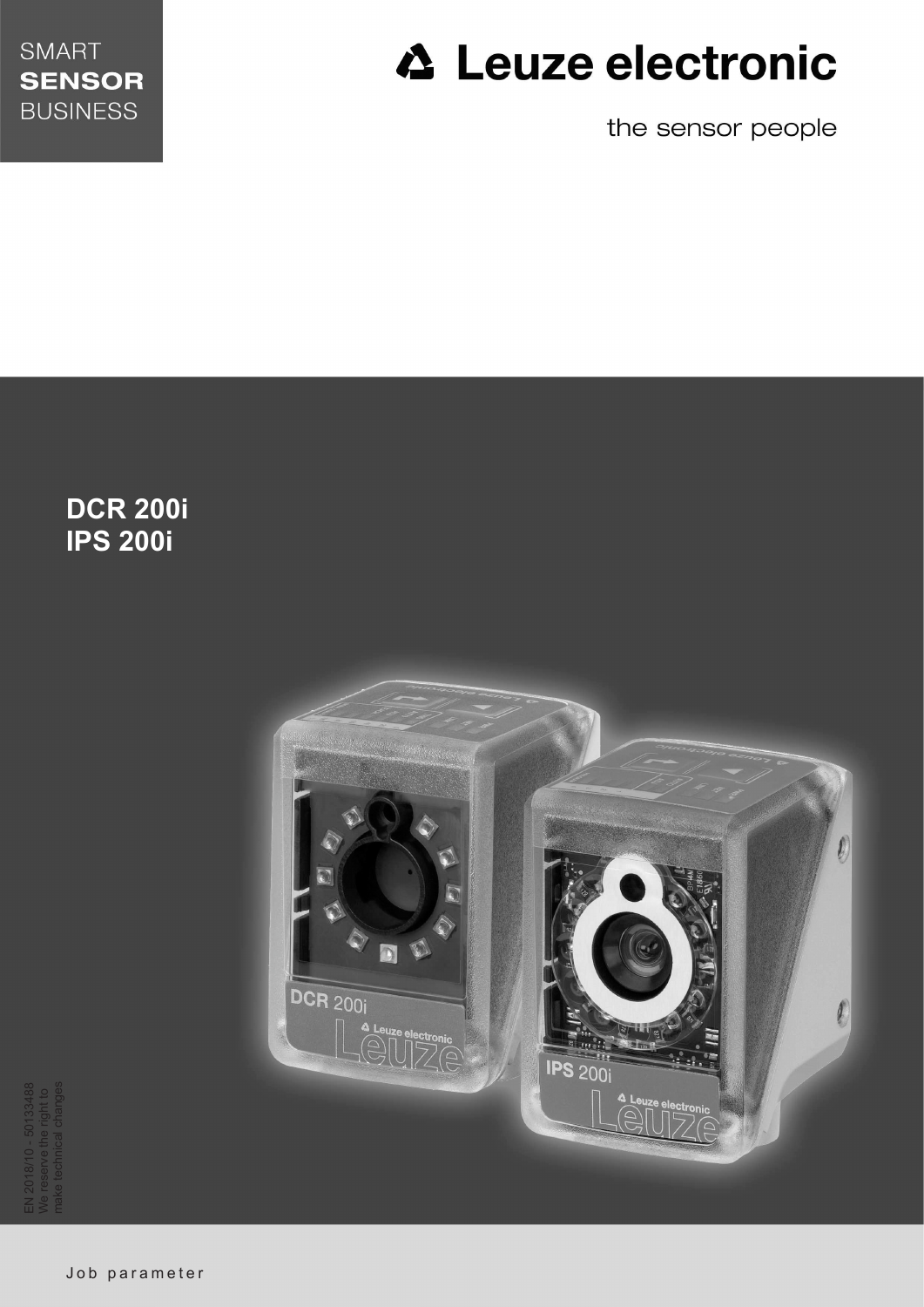SMART
**SENSOR**
BUSINESS

Leuze electronic

the sensor people

# DCR 200i
# IPS 200i

EN 2018/10 - 50133488
We reserve the right to
make technical changes

Job parameter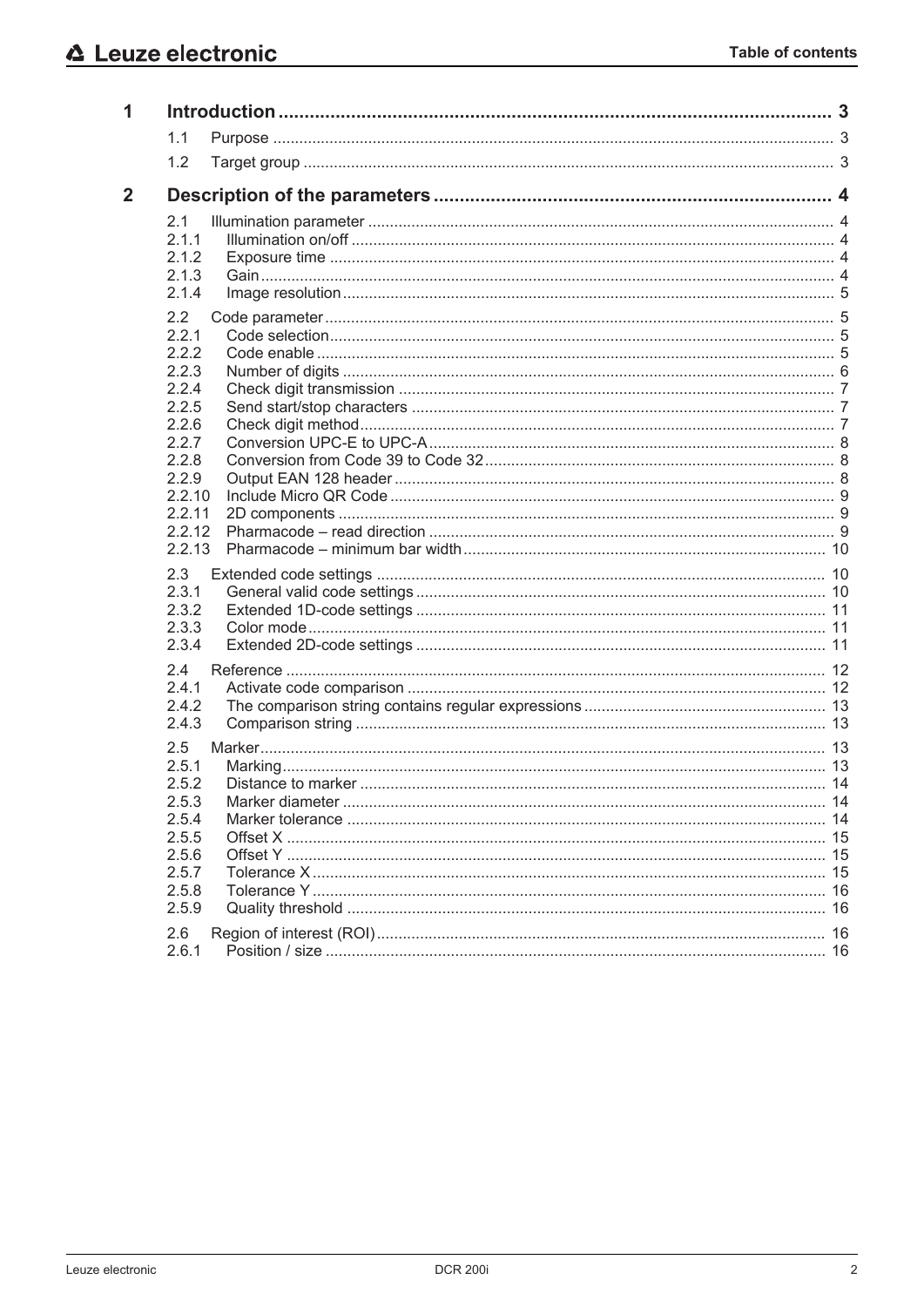# Table of contents

**1 Introduction .......... 3**

- 1.1 Purpose .......... 3
- 1.2 Target group .......... 3

**2 Description of the parameters .......... 4**

- 2.1 Illumination parameter .......... 4
  - 2.1.1 Illumination on/off .......... 4
  - 2.1.2 Exposure time .......... 4
  - 2.1.3 Gain .......... 4
  - 2.1.4 Image resolution .......... 5
- 2.2 Code parameter .......... 5
  - 2.2.1 Code selection .......... 5
  - 2.2.2 Code enable .......... 5
  - 2.2.3 Number of digits .......... 6
  - 2.2.4 Check digit transmission .......... 7
  - 2.2.5 Send start/stop characters .......... 7
  - 2.2.6 Check digit method .......... 7
  - 2.2.7 Conversion UPC-E to UPC-A .......... 8
  - 2.2.8 Conversion from Code 39 to Code 32 .......... 8
  - 2.2.9 Output EAN 128 header .......... 8
  - 2.2.10 Include Micro QR Code .......... 9
  - 2.2.11 2D components .......... 9
  - 2.2.12 Pharmacode – read direction .......... 9
  - 2.2.13 Pharmacode – minimum bar width .......... 10
- 2.3 Extended code settings .......... 10
  - 2.3.1 General valid code settings .......... 10
  - 2.3.2 Extended 1D-code settings .......... 11
  - 2.3.3 Color mode .......... 11
  - 2.3.4 Extended 2D-code settings .......... 11
- 2.4 Reference .......... 12
  - 2.4.1 Activate code comparison .......... 12
  - 2.4.2 The comparison string contains regular expressions .......... 13
  - 2.4.3 Comparison string .......... 13
- 2.5 Marker .......... 13
  - 2.5.1 Marking .......... 13
  - 2.5.2 Distance to marker .......... 14
  - 2.5.3 Marker diameter .......... 14
  - 2.5.4 Marker tolerance .......... 14
  - 2.5.5 Offset X .......... 15
  - 2.5.6 Offset Y .......... 15
  - 2.5.7 Tolerance X .......... 15
  - 2.5.8 Tolerance Y .......... 16
  - 2.5.9 Quality threshold .......... 16
- 2.6 Region of interest (ROI) .......... 16
  - 2.6.1 Position / size .......... 16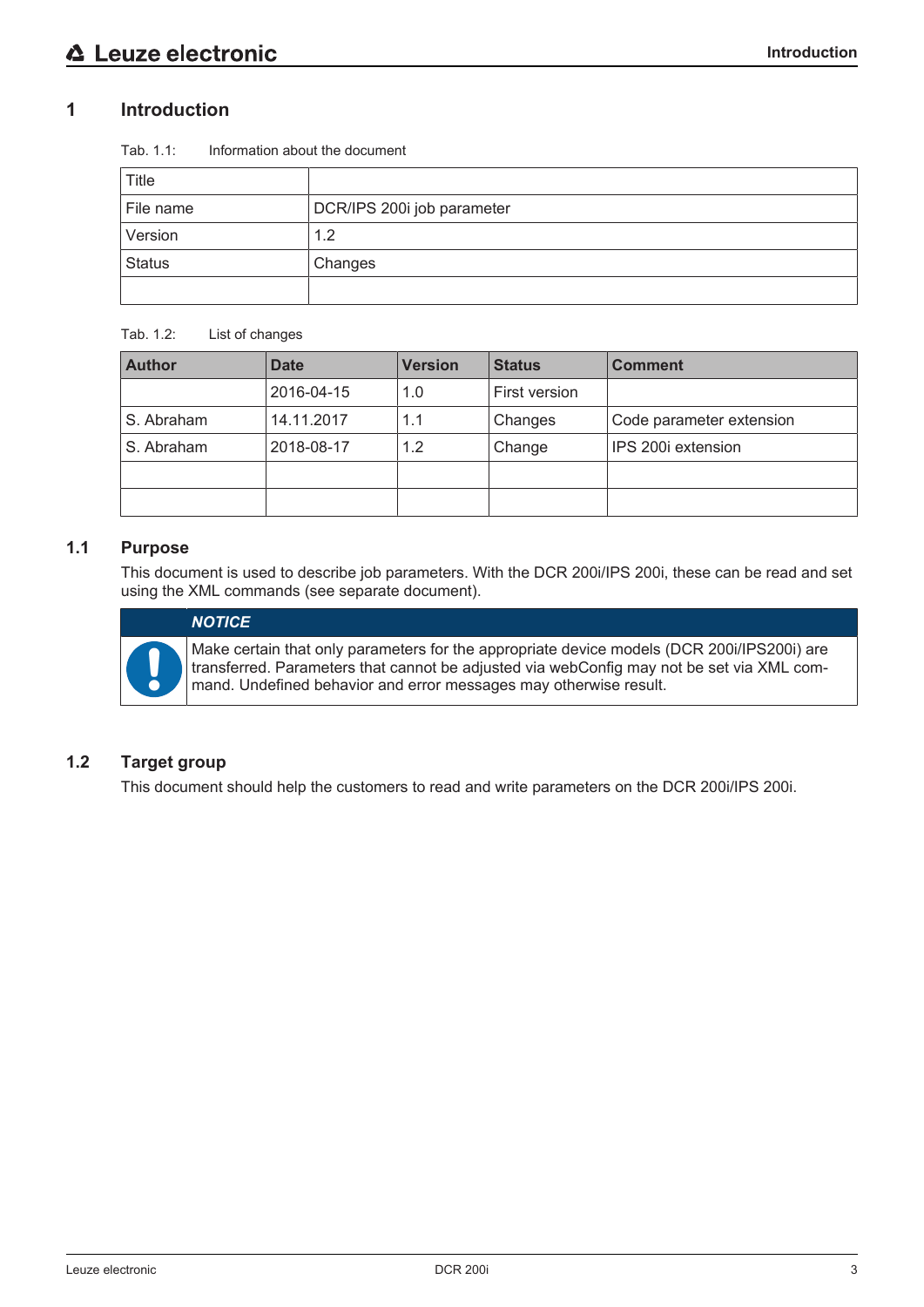# 1 Introduction

Tab. 1.1: Information about the document

| Title | |
|---|---|
| File name | DCR/IPS 200i job parameter |
| Version | 1.2 |
| Status | Changes |
| | |

Tab. 1.2: List of changes

| Author | Date | Version | Status | Comment |
|---|---|---|---|---|
| | 2016-04-15 | 1.0 | First version | |
| S. Abraham | 14.11.2017 | 1.1 | Changes | Code parameter extension |
| S. Abraham | 2018-08-17 | 1.2 | Change | IPS 200i extension |
| | | | | |
| | | | | |

## 1.1 Purpose

This document is used to describe job parameters. With the DCR 200i/IPS 200i, these can be read and set using the XML commands (see separate document).

> ***NOTICE***
>
> Make certain that only parameters for the appropriate device models (DCR 200i/IPS200i) are transferred. Parameters that cannot be adjusted via webConfig may not be set via XML command. Undefined behavior and error messages may otherwise result.

## 1.2 Target group

This document should help the customers to read and write parameters on the DCR 200i/IPS 200i.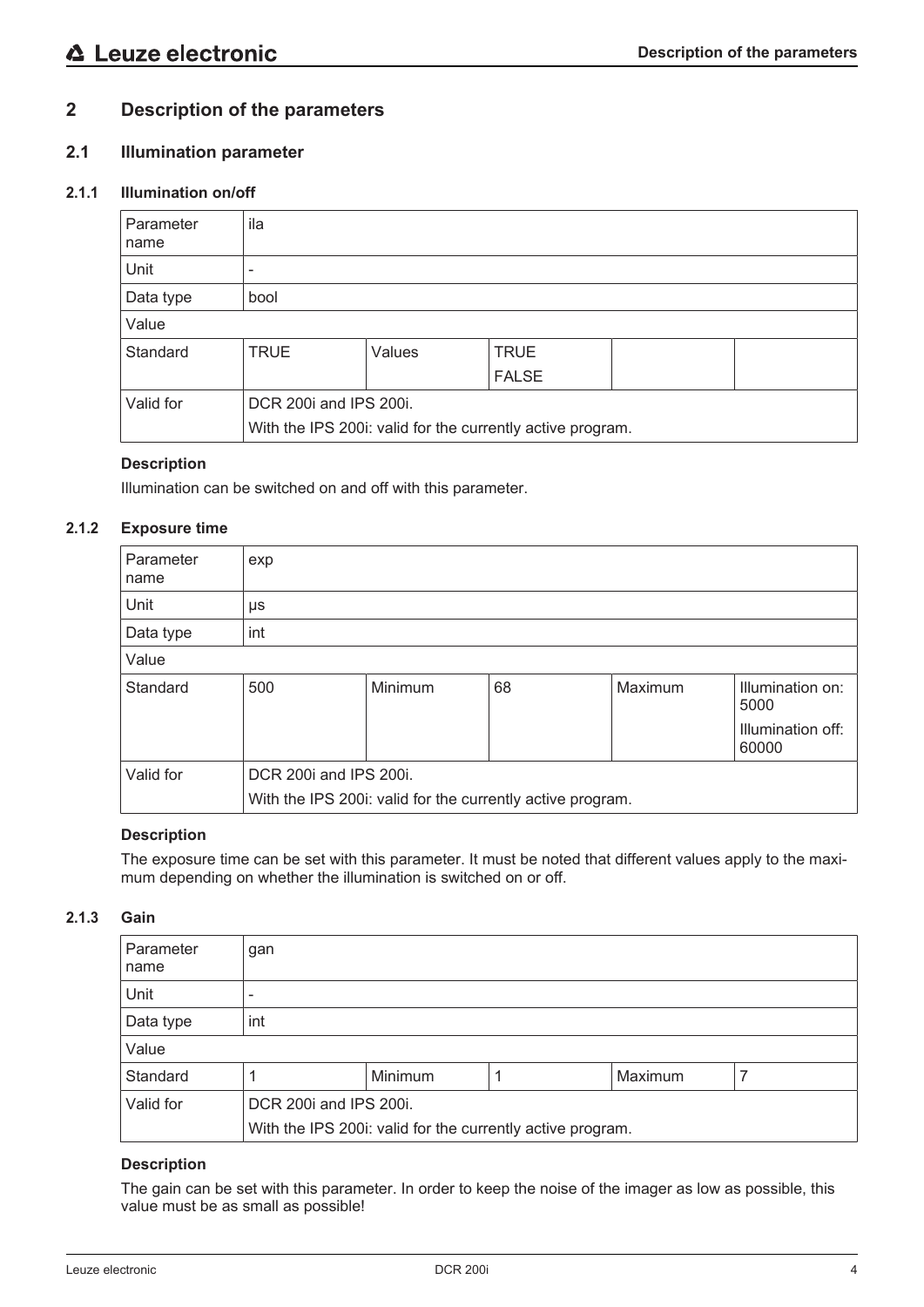# 2 Description of the parameters

## 2.1 Illumination parameter

### 2.1.1 Illumination on/off

| Parameter name | ila | | | | |
|---|---|---|---|---|---|
| Unit | - | | | | |
| Data type | bool | | | | |
| Value | | | | | |
| Standard | TRUE | Values | TRUE<br>FALSE | | |
| Valid for | DCR 200i and IPS 200i.<br>With the IPS 200i: valid for the currently active program. | | | | |

**Description**

Illumination can be switched on and off with this parameter.

### 2.1.2 Exposure time

| Parameter name | exp | | | | |
|---|---|---|---|---|---|
| Unit | µs | | | | |
| Data type | int | | | | |
| Value | | | | | |
| Standard | 500 | Minimum | 68 | Maximum | Illumination on: 5000<br>Illumination off: 60000 |
| Valid for | DCR 200i and IPS 200i.<br>With the IPS 200i: valid for the currently active program. | | | | |

**Description**

The exposure time can be set with this parameter. It must be noted that different values apply to the maximum depending on whether the illumination is switched on or off.

### 2.1.3 Gain

| Parameter name | gan | | | | |
|---|---|---|---|---|---|
| Unit | - | | | | |
| Data type | int | | | | |
| Value | | | | | |
| Standard | 1 | Minimum | 1 | Maximum | 7 |
| Valid for | DCR 200i and IPS 200i.<br>With the IPS 200i: valid for the currently active program. | | | | |

**Description**

The gain can be set with this parameter. In order to keep the noise of the imager as low as possible, this value must be as small as possible!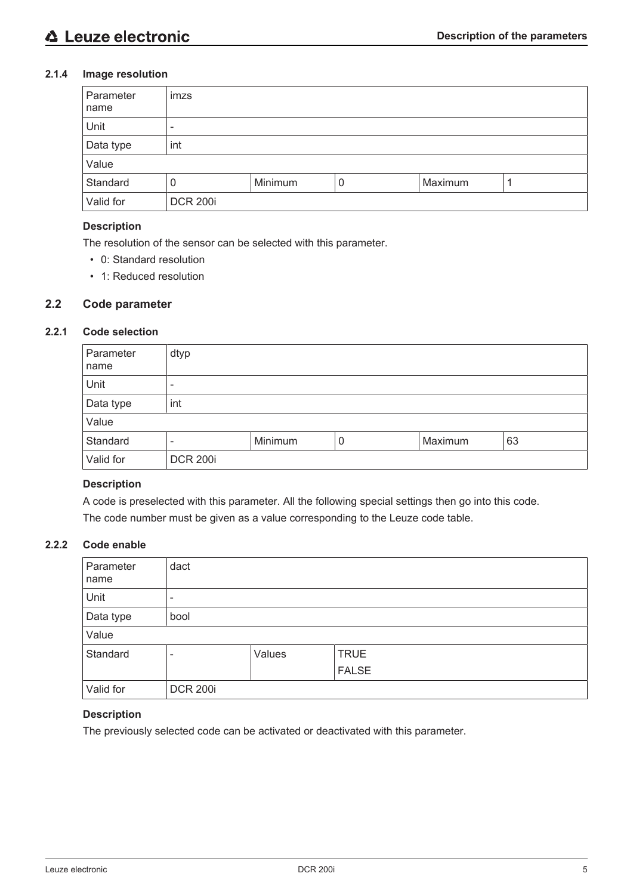### 2.1.4 Image resolution

| Parameter name | imzs | | | | |
|---|---|---|---|---|---|
| Unit | - | | | | |
| Data type | int | | | | |
| Value | | | | | |
| Standard | 0 | Minimum | 0 | Maximum | 1 |
| Valid for | DCR 200i | | | | |

**Description**

The resolution of the sensor can be selected with this parameter.

- 0: Standard resolution
- 1: Reduced resolution

## 2.2 Code parameter

### 2.2.1 Code selection

| Parameter name | dtyp | | | | |
|---|---|---|---|---|---|
| Unit | - | | | | |
| Data type | int | | | | |
| Value | | | | | |
| Standard | - | Minimum | 0 | Maximum | 63 |
| Valid for | DCR 200i | | | | |

**Description**

A code is preselected with this parameter. All the following special settings then go into this code.

The code number must be given as a value corresponding to the Leuze code table.

### 2.2.2 Code enable

| Parameter name | dact | | |
|---|---|---|---|
| Unit | - | | |
| Data type | bool | | |
| Value | | | |
| Standard | - | Values | TRUE<br>FALSE |
| Valid for | DCR 200i | | |

**Description**

The previously selected code can be activated or deactivated with this parameter.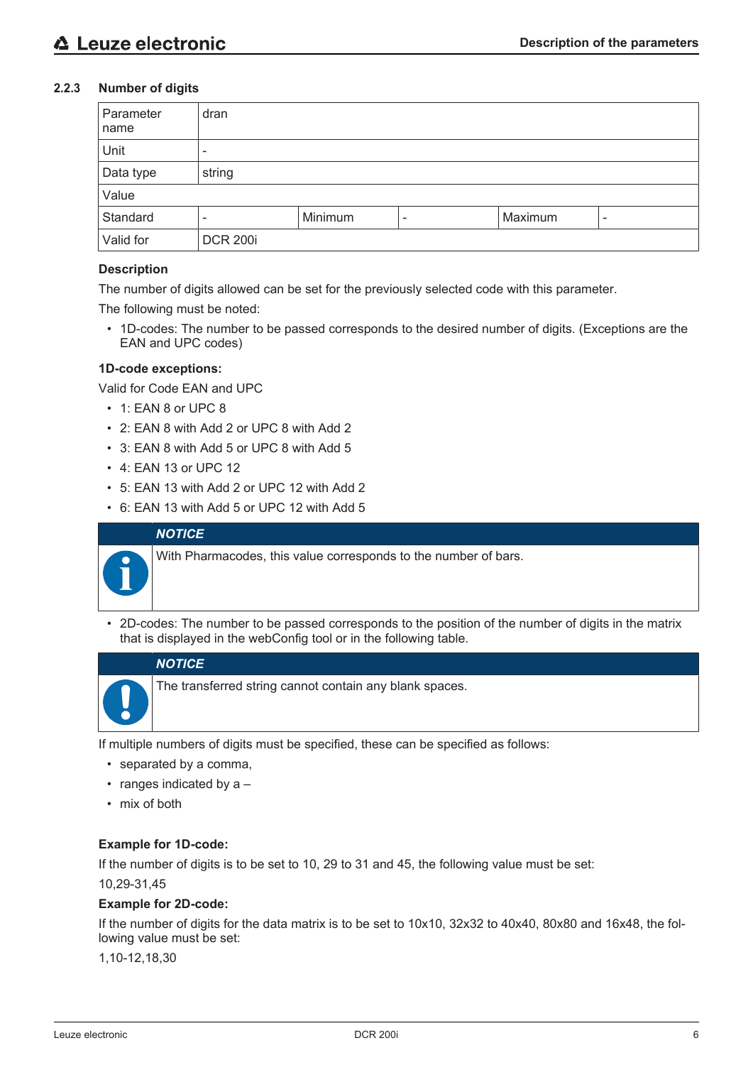### 2.2.3 Number of digits

| Parameter name | dran | | | | |
|---|---|---|---|---|---|
| Unit | - | | | | |
| Data type | string | | | | |
| Value | | | | | |
| Standard | - | Minimum | - | Maximum | - |
| Valid for | DCR 200i | | | | |

**Description**

The number of digits allowed can be set for the previously selected code with this parameter.

The following must be noted:

- 1D-codes: The number to be passed corresponds to the desired number of digits. (Exceptions are the EAN and UPC codes)

**1D-code exceptions:**

Valid for Code EAN and UPC

- 1: EAN 8 or UPC 8
- 2: EAN 8 with Add 2 or UPC 8 with Add 2
- 3: EAN 8 with Add 5 or UPC 8 with Add 5
- 4: EAN 13 or UPC 12
- 5: EAN 13 with Add 2 or UPC 12 with Add 2
- 6: EAN 13 with Add 5 or UPC 12 with Add 5

> ***NOTICE***
>
> With Pharmacodes, this value corresponds to the number of bars.

- 2D-codes: The number to be passed corresponds to the position of the number of digits in the matrix that is displayed in the webConfig tool or in the following table.

> ***NOTICE***
>
> The transferred string cannot contain any blank spaces.

If multiple numbers of digits must be specified, these can be specified as follows:

- separated by a comma,
- ranges indicated by a –
- mix of both

**Example for 1D-code:**

If the number of digits is to be set to 10, 29 to 31 and 45, the following value must be set:

10,29-31,45

**Example for 2D-code:**

If the number of digits for the data matrix is to be set to 10x10, 32x32 to 40x40, 80x80 and 16x48, the following value must be set:

1,10-12,18,30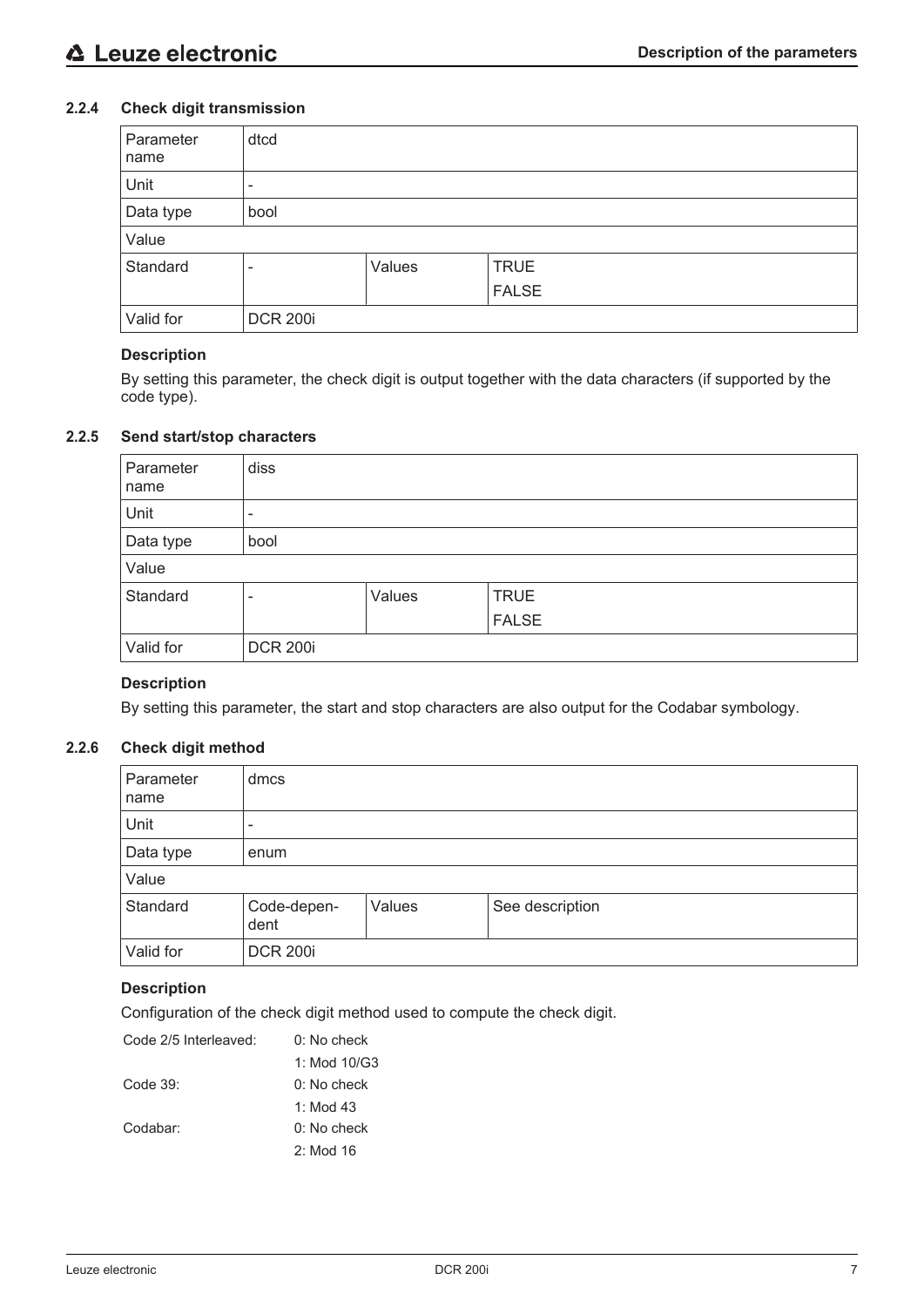### 2.2.4 Check digit transmission

| Parameter name | dtcd | | |
|---|---|---|---|
| Unit | - | | |
| Data type | bool | | |
| Value | | | |
| Standard | - | Values | TRUE<br>FALSE |
| Valid for | DCR 200i | | |

**Description**

By setting this parameter, the check digit is output together with the data characters (if supported by the code type).

### 2.2.5 Send start/stop characters

| Parameter name | diss | | |
|---|---|---|---|
| Unit | - | | |
| Data type | bool | | |
| Value | | | |
| Standard | - | Values | TRUE<br>FALSE |
| Valid for | DCR 200i | | |

**Description**

By setting this parameter, the start and stop characters are also output for the Codabar symbology.

### 2.2.6 Check digit method

| Parameter name | dmcs | | |
|---|---|---|---|
| Unit | - | | |
| Data type | enum | | |
| Value | | | |
| Standard | Code-dependent | Values | See description |
| Valid for | DCR 200i | | |

**Description**

Configuration of the check digit method used to compute the check digit.

| | |
|---|---|
| Code 2/5 Interleaved: | 0: No check |
| | 1: Mod 10/G3 |
| Code 39: | 0: No check |
| | 1: Mod 43 |
| Codabar: | 0: No check |
| | 2: Mod 16 |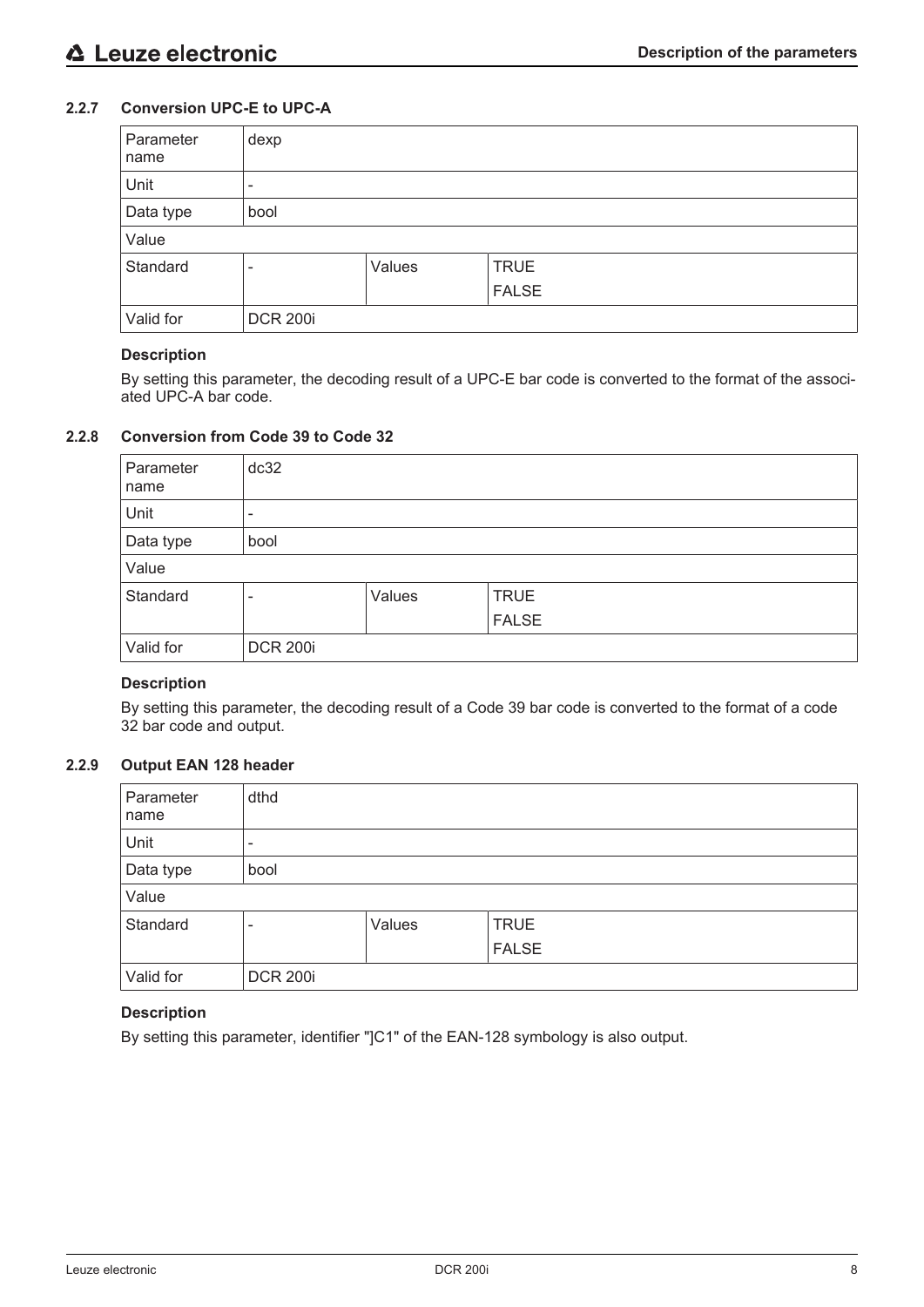### 2.2.7 Conversion UPC-E to UPC-A

| Parameter name | dexp | | |
|---|---|---|---|
| Unit | - | | |
| Data type | bool | | |
| Value | | | |
| Standard | - | Values | TRUE<br>FALSE |
| Valid for | DCR 200i | | |

**Description**

By setting this parameter, the decoding result of a UPC-E bar code is converted to the format of the associated UPC-A bar code.

### 2.2.8 Conversion from Code 39 to Code 32

| Parameter name | dc32 | | |
|---|---|---|---|
| Unit | - | | |
| Data type | bool | | |
| Value | | | |
| Standard | - | Values | TRUE<br>FALSE |
| Valid for | DCR 200i | | |

**Description**

By setting this parameter, the decoding result of a Code 39 bar code is converted to the format of a code 32 bar code and output.

### 2.2.9 Output EAN 128 header

| Parameter name | dthd | | |
|---|---|---|---|
| Unit | - | | |
| Data type | bool | | |
| Value | | | |
| Standard | - | Values | TRUE<br>FALSE |
| Valid for | DCR 200i | | |

**Description**

By setting this parameter, identifier "]C1" of the EAN-128 symbology is also output.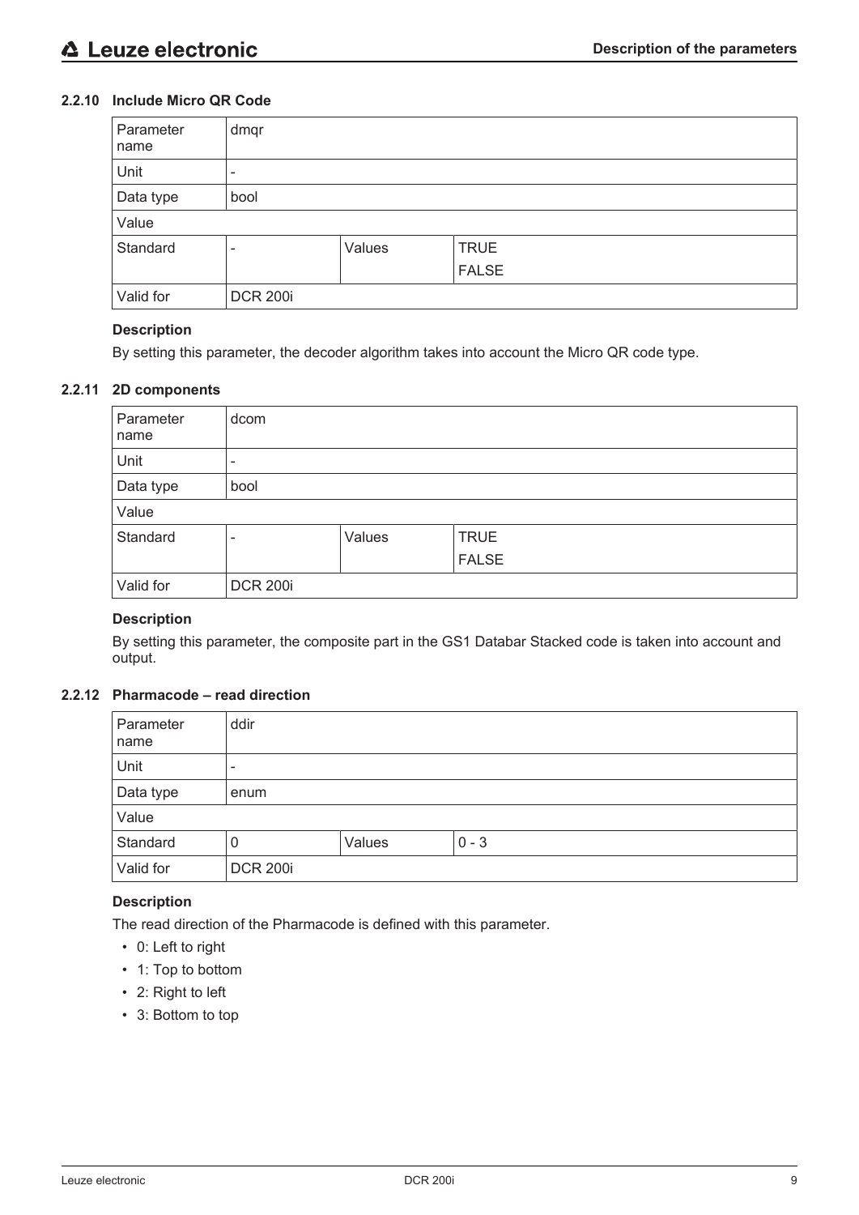### 2.2.10 Include Micro QR Code

| Parameter name | dmqr | | |
|---|---|---|---|
| Unit | - | | |
| Data type | bool | | |
| Value | | | |
| Standard | - | Values | TRUE<br>FALSE |
| Valid for | DCR 200i | | |

**Description**

By setting this parameter, the decoder algorithm takes into account the Micro QR code type.

### 2.2.11 2D components

| Parameter name | dcom | | |
|---|---|---|---|
| Unit | - | | |
| Data type | bool | | |
| Value | | | |
| Standard | - | Values | TRUE<br>FALSE |
| Valid for | DCR 200i | | |

**Description**

By setting this parameter, the composite part in the GS1 Databar Stacked code is taken into account and output.

### 2.2.12 Pharmacode – read direction

| Parameter name | ddir | | |
|---|---|---|---|
| Unit | - | | |
| Data type | enum | | |
| Value | | | |
| Standard | 0 | Values | 0 - 3 |
| Valid for | DCR 200i | | |

**Description**

The read direction of the Pharmacode is defined with this parameter.

- 0: Left to right
- 1: Top to bottom
- 2: Right to left
- 3: Bottom to top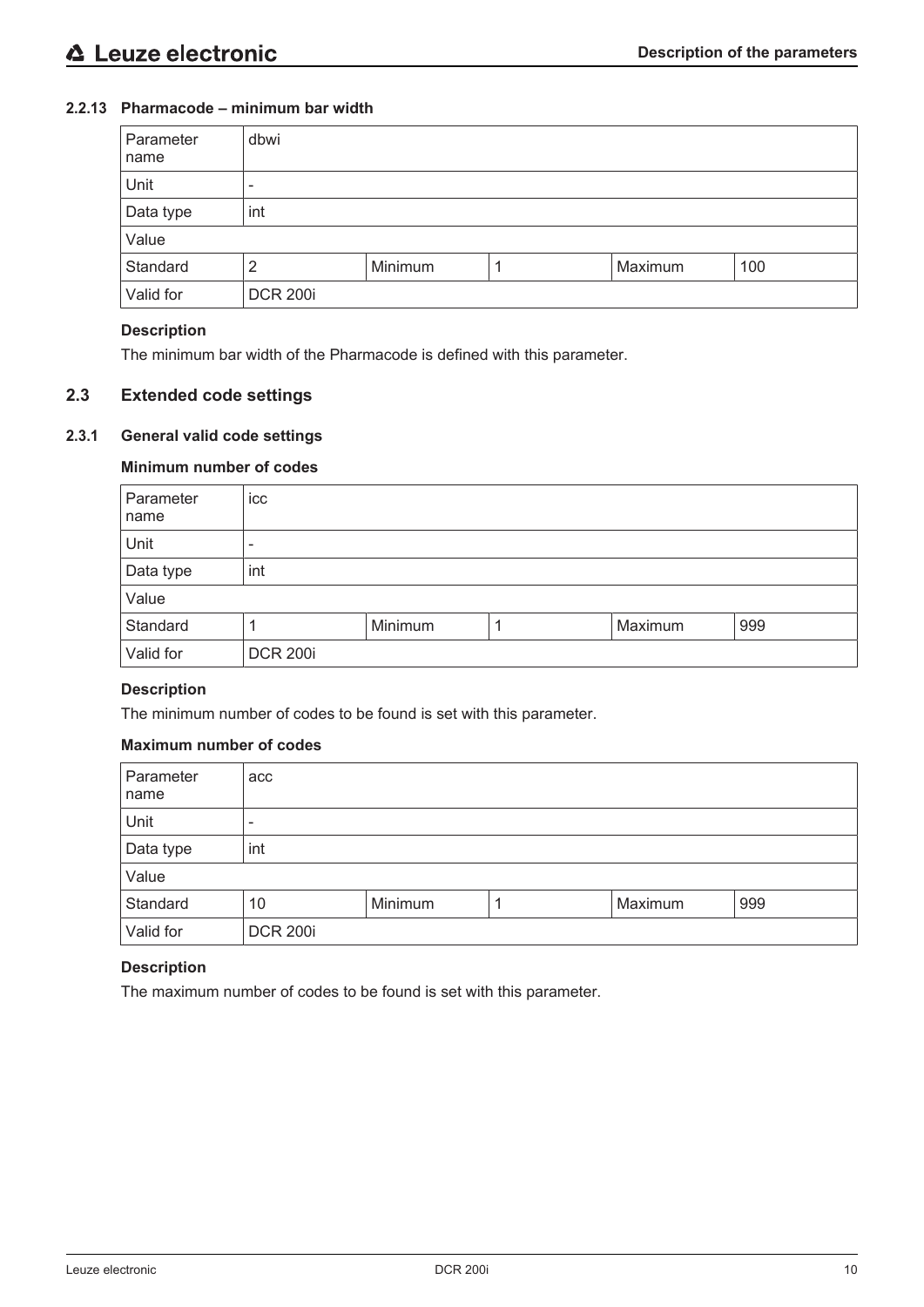### 2.2.13 Pharmacode – minimum bar width

| Parameter name | dbwi | | | | |
|---|---|---|---|---|---|
| Unit | - | | | | |
| Data type | int | | | | |
| Value | | | | | |
| Standard | 2 | Minimum | 1 | Maximum | 100 |
| Valid for | DCR 200i | | | | |

**Description**

The minimum bar width of the Pharmacode is defined with this parameter.

## 2.3 Extended code settings

### 2.3.1 General valid code settings

**Minimum number of codes**

| Parameter name | icc | | | | |
|---|---|---|---|---|---|
| Unit | - | | | | |
| Data type | int | | | | |
| Value | | | | | |
| Standard | 1 | Minimum | 1 | Maximum | 999 |
| Valid for | DCR 200i | | | | |

**Description**

The minimum number of codes to be found is set with this parameter.

**Maximum number of codes**

| Parameter name | acc | | | | |
|---|---|---|---|---|---|
| Unit | - | | | | |
| Data type | int | | | | |
| Value | | | | | |
| Standard | 10 | Minimum | 1 | Maximum | 999 |
| Valid for | DCR 200i | | | | |

**Description**

The maximum number of codes to be found is set with this parameter.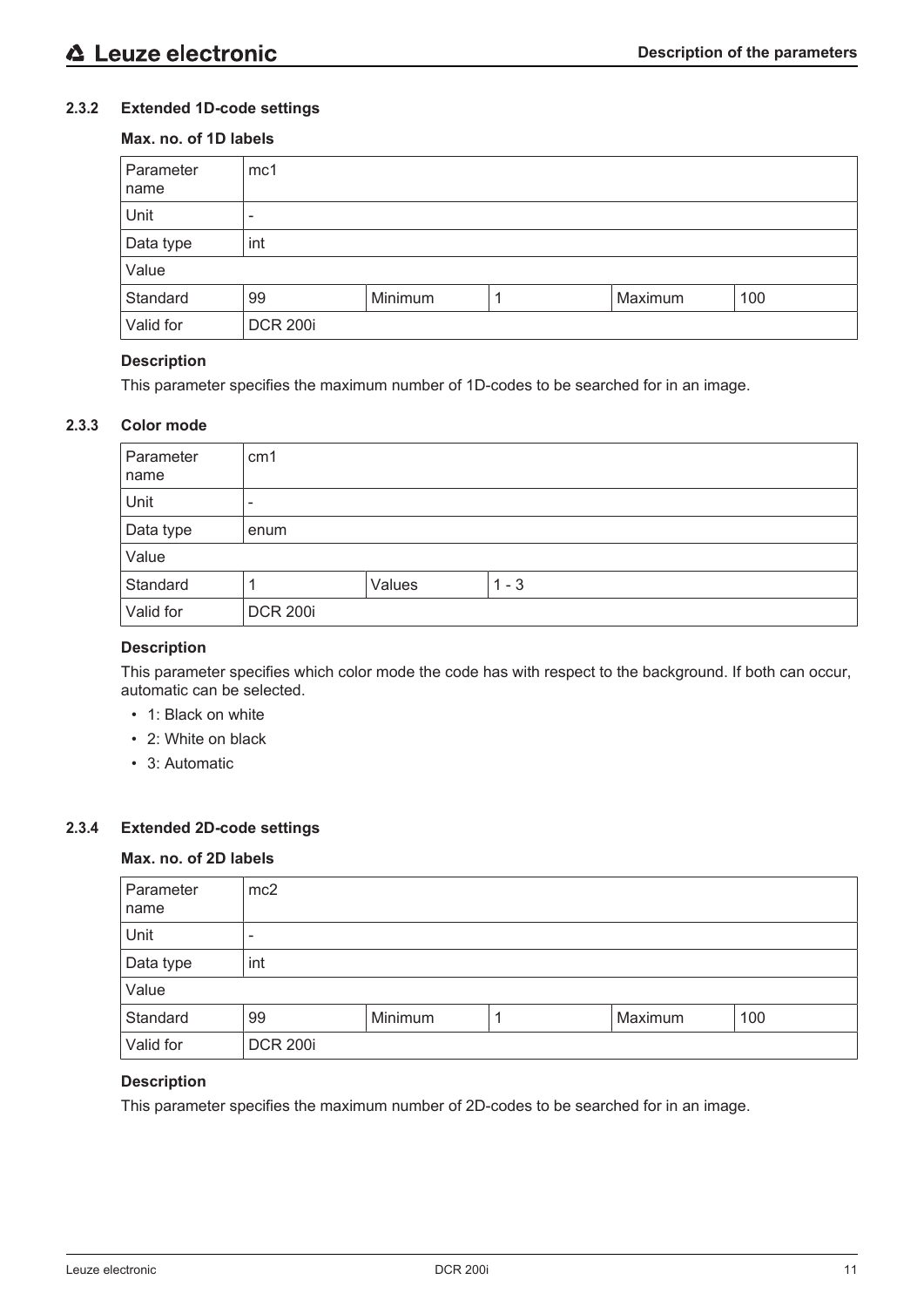### 2.3.2 Extended 1D-code settings

#### Max. no. of 1D labels

| Parameter name | mc1 | | | | |
|---|---|---|---|---|---|
| Unit | - | | | | |
| Data type | int | | | | |
| Value | | | | | |
| Standard | 99 | Minimum | 1 | Maximum | 100 |
| Valid for | DCR 200i | | | | |

**Description**

This parameter specifies the maximum number of 1D-codes to be searched for in an image.

### 2.3.3 Color mode

| Parameter name | cm1 | | |
|---|---|---|---|
| Unit | - | | |
| Data type | enum | | |
| Value | | | |
| Standard | 1 | Values | 1 - 3 |
| Valid for | DCR 200i | | |

**Description**

This parameter specifies which color mode the code has with respect to the background. If both can occur, automatic can be selected.

- 1: Black on white
- 2: White on black
- 3: Automatic

### 2.3.4 Extended 2D-code settings

#### Max. no. of 2D labels

| Parameter name | mc2 | | | | |
|---|---|---|---|---|---|
| Unit | - | | | | |
| Data type | int | | | | |
| Value | | | | | |
| Standard | 99 | Minimum | 1 | Maximum | 100 |
| Valid for | DCR 200i | | | | |

**Description**

This parameter specifies the maximum number of 2D-codes to be searched for in an image.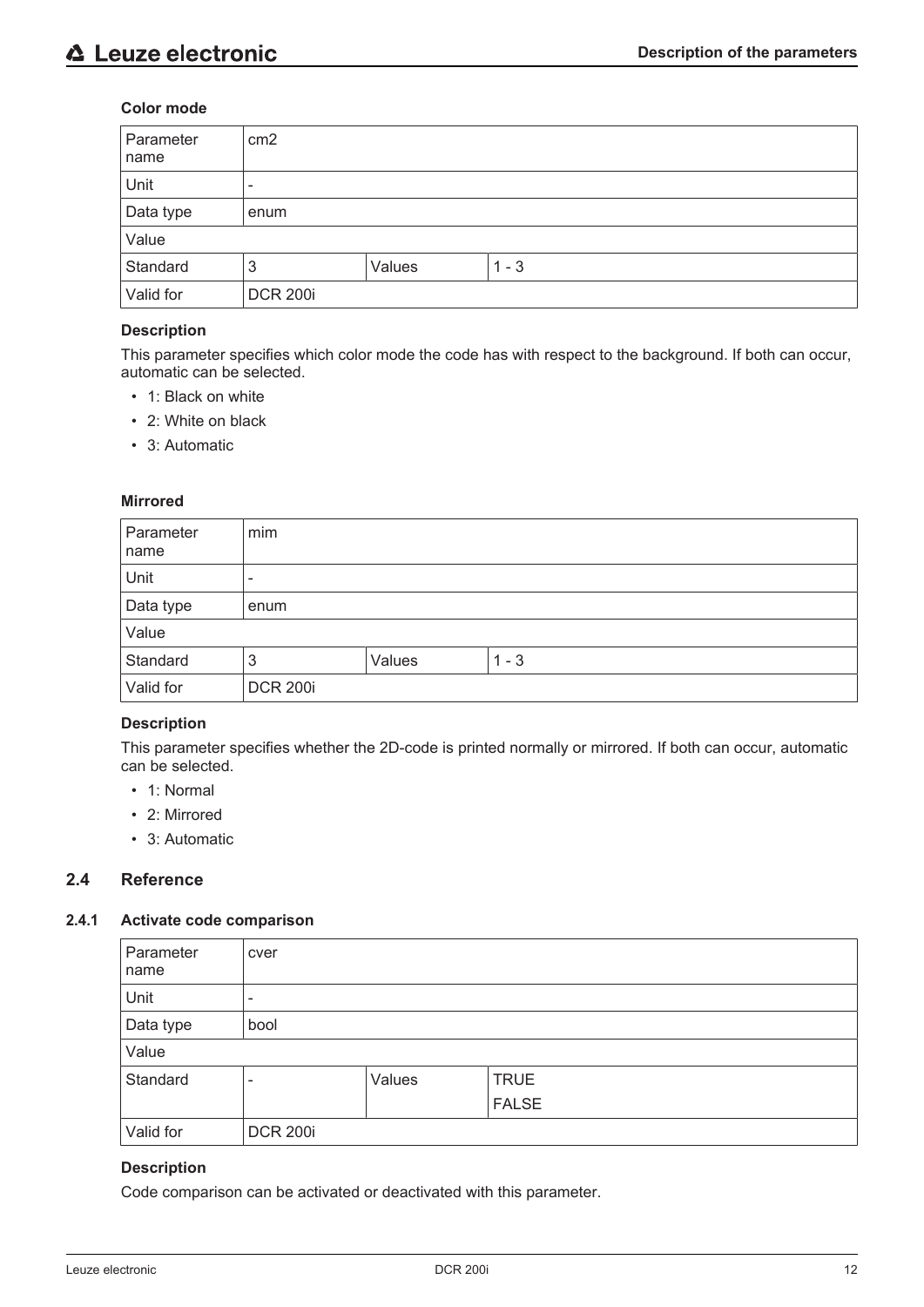**Color mode**

| Parameter name | cm2 | | |
|---|---|---|---|
| Unit | - | | |
| Data type | enum | | |
| Value | | | |
| Standard | 3 | Values | 1 - 3 |
| Valid for | DCR 200i | | |

**Description**

This parameter specifies which color mode the code has with respect to the background. If both can occur, automatic can be selected.

- 1: Black on white
- 2: White on black
- 3: Automatic

**Mirrored**

| Parameter name | mim | | |
|---|---|---|---|
| Unit | - | | |
| Data type | enum | | |
| Value | | | |
| Standard | 3 | Values | 1 - 3 |
| Valid for | DCR 200i | | |

**Description**

This parameter specifies whether the 2D-code is printed normally or mirrored. If both can occur, automatic can be selected.

- 1: Normal
- 2: Mirrored
- 3: Automatic

## 2.4 Reference

### 2.4.1 Activate code comparison

| Parameter name | cver | | |
|---|---|---|---|
| Unit | - | | |
| Data type | bool | | |
| Value | | | |
| Standard | - | Values | TRUE<br>FALSE |
| Valid for | DCR 200i | | |

**Description**

Code comparison can be activated or deactivated with this parameter.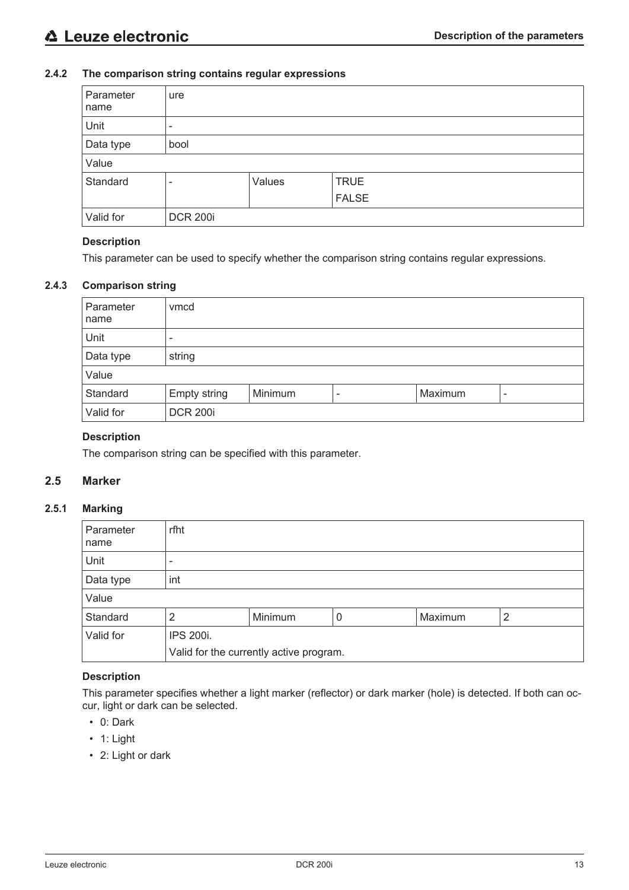### 2.4.2 The comparison string contains regular expressions

| Parameter name | ure | | |
|---|---|---|---|
| Unit | - | | |
| Data type | bool | | |
| Value | | | |
| Standard | - | Values | TRUE<br>FALSE |
| Valid for | DCR 200i | | |

**Description**

This parameter can be used to specify whether the comparison string contains regular expressions.

### 2.4.3 Comparison string

| Parameter name | vmcd | | | | |
|---|---|---|---|---|---|
| Unit | - | | | | |
| Data type | string | | | | |
| Value | | | | | |
| Standard | Empty string | Minimum | - | Maximum | - |
| Valid for | DCR 200i | | | | |

**Description**

The comparison string can be specified with this parameter.

## 2.5 Marker

### 2.5.1 Marking

| Parameter name | rfht | | | | |
|---|---|---|---|---|---|
| Unit | - | | | | |
| Data type | int | | | | |
| Value | | | | | |
| Standard | 2 | Minimum | 0 | Maximum | 2 |
| Valid for | IPS 200i.<br>Valid for the currently active program. | | | | |

**Description**

This parameter specifies whether a light marker (reflector) or dark marker (hole) is detected. If both can occur, light or dark can be selected.

- 0: Dark
- 1: Light
- 2: Light or dark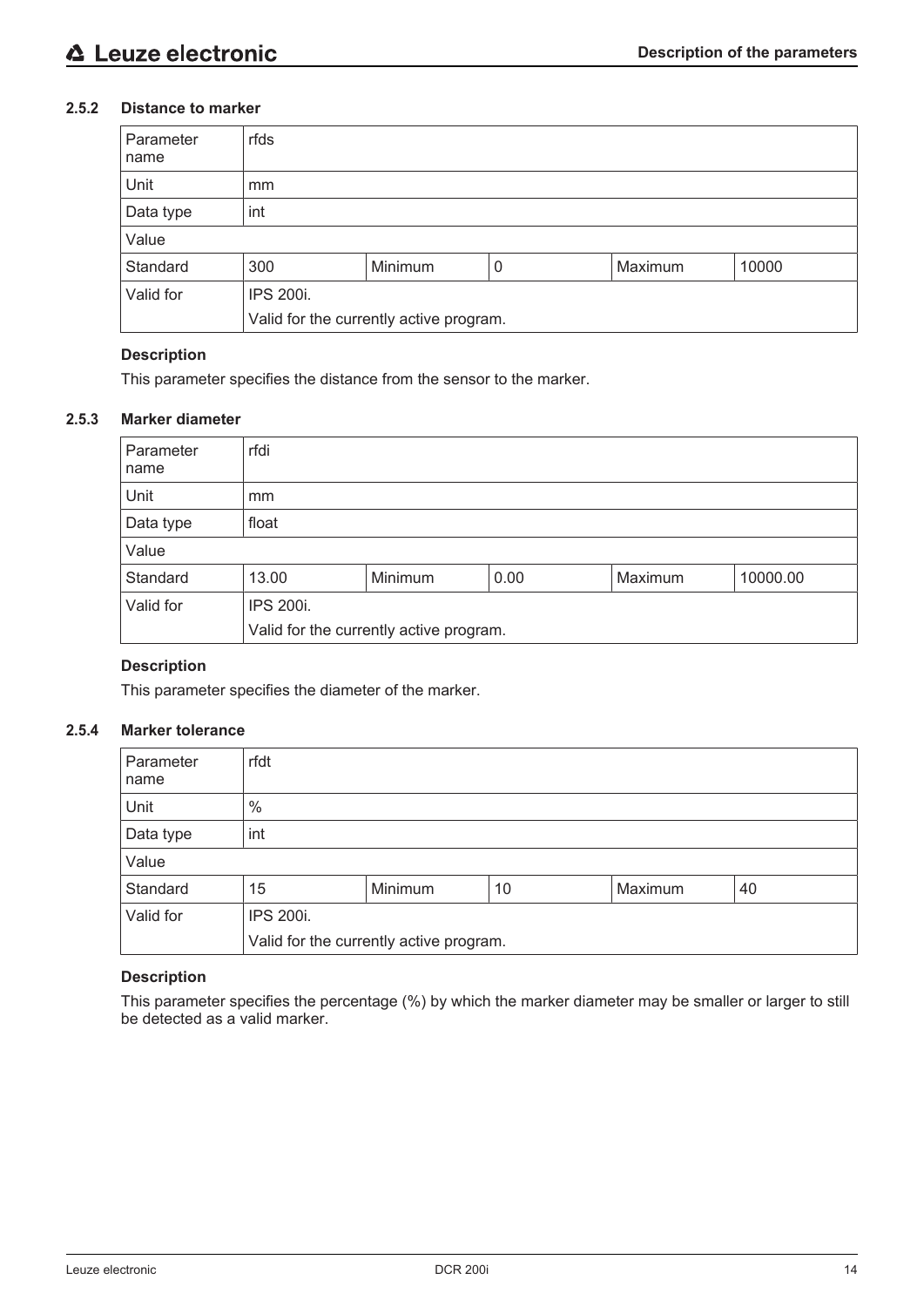### 2.5.2 Distance to marker

| Parameter name | rfds | | | | |
|---|---|---|---|---|---|
| Unit | mm | | | | |
| Data type | int | | | | |
| Value | | | | | |
| Standard | 300 | Minimum | 0 | Maximum | 10000 |
| Valid for | IPS 200i.<br>Valid for the currently active program. | | | | |

**Description**

This parameter specifies the distance from the sensor to the marker.

### 2.5.3 Marker diameter

| Parameter name | rfdi | | | | |
|---|---|---|---|---|---|
| Unit | mm | | | | |
| Data type | float | | | | |
| Value | | | | | |
| Standard | 13.00 | Minimum | 0.00 | Maximum | 10000.00 |
| Valid for | IPS 200i.<br>Valid for the currently active program. | | | | |

**Description**

This parameter specifies the diameter of the marker.

### 2.5.4 Marker tolerance

| Parameter name | rfdt | | | | |
|---|---|---|---|---|---|
| Unit | % | | | | |
| Data type | int | | | | |
| Value | | | | | |
| Standard | 15 | Minimum | 10 | Maximum | 40 |
| Valid for | IPS 200i.<br>Valid for the currently active program. | | | | |

**Description**

This parameter specifies the percentage (%) by which the marker diameter may be smaller or larger to still be detected as a valid marker.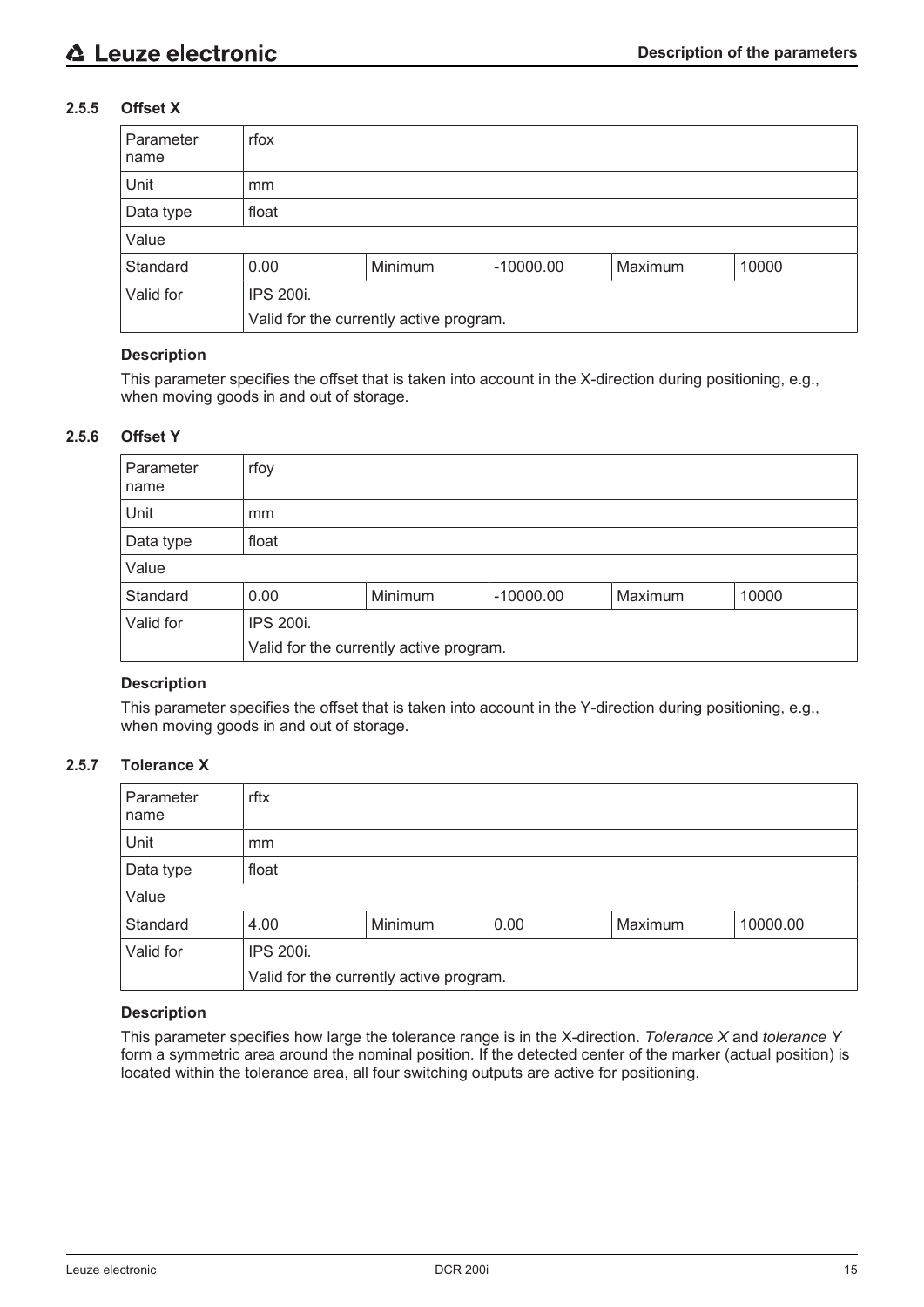### 2.5.5 Offset X

| Parameter name | rfox | | | | |
|---|---|---|---|---|---|
| Unit | mm | | | | |
| Data type | float | | | | |
| Value | | | | | |
| Standard | 0.00 | Minimum | -10000.00 | Maximum | 10000 |
| Valid for | IPS 200i.<br>Valid for the currently active program. | | | | |

**Description**

This parameter specifies the offset that is taken into account in the X-direction during positioning, e.g., when moving goods in and out of storage.

### 2.5.6 Offset Y

| Parameter name | rfoy | | | | |
|---|---|---|---|---|---|
| Unit | mm | | | | |
| Data type | float | | | | |
| Value | | | | | |
| Standard | 0.00 | Minimum | -10000.00 | Maximum | 10000 |
| Valid for | IPS 200i.<br>Valid for the currently active program. | | | | |

**Description**

This parameter specifies the offset that is taken into account in the Y-direction during positioning, e.g., when moving goods in and out of storage.

### 2.5.7 Tolerance X

| Parameter name | rftx | | | | |
|---|---|---|---|---|---|
| Unit | mm | | | | |
| Data type | float | | | | |
| Value | | | | | |
| Standard | 4.00 | Minimum | 0.00 | Maximum | 10000.00 |
| Valid for | IPS 200i.<br>Valid for the currently active program. | | | | |

**Description**

This parameter specifies how large the tolerance range is in the X-direction. *Tolerance X* and *tolerance Y* form a symmetric area around the nominal position. If the detected center of the marker (actual position) is located within the tolerance area, all four switching outputs are active for positioning.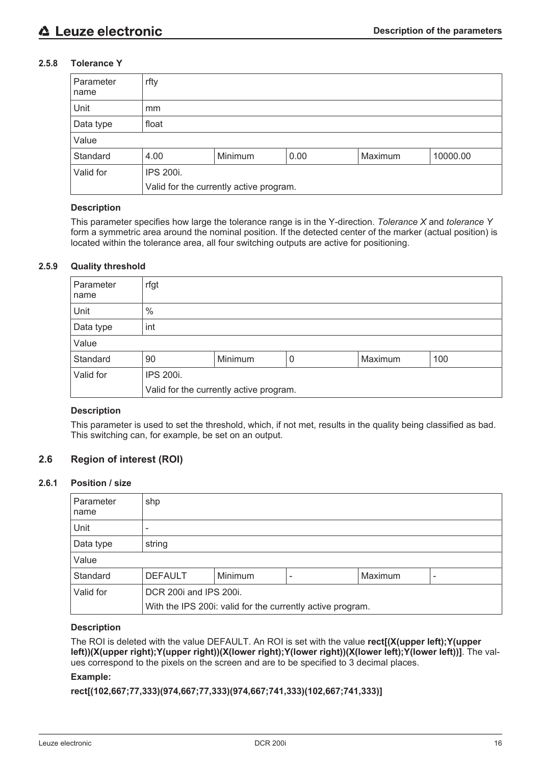### 2.5.8 Tolerance Y

| | | | | | |
|---|---|---|---|---|---|
| Parameter name | rfty | | | | |
| Unit | mm | | | | |
| Data type | float | | | | |
| Value | | | | | |
| Standard | 4.00 | Minimum | 0.00 | Maximum | 10000.00 |
| Valid for | IPS 200i.<br>Valid for the currently active program. | | | | |

**Description**

This parameter specifies how large the tolerance range is in the Y-direction. *Tolerance X* and *tolerance Y* form a symmetric area around the nominal position. If the detected center of the marker (actual position) is located within the tolerance area, all four switching outputs are active for positioning.

### 2.5.9 Quality threshold

| | | | | | |
|---|---|---|---|---|---|
| Parameter name | rfgt | | | | |
| Unit | % | | | | |
| Data type | int | | | | |
| Value | | | | | |
| Standard | 90 | Minimum | 0 | Maximum | 100 |
| Valid for | IPS 200i.<br>Valid for the currently active program. | | | | |

**Description**

This parameter is used to set the threshold, which, if not met, results in the quality being classified as bad. This switching can, for example, be set on an output.

## 2.6 Region of interest (ROI)

### 2.6.1 Position / size

| | | | | | |
|---|---|---|---|---|---|
| Parameter name | shp | | | | |
| Unit | - | | | | |
| Data type | string | | | | |
| Value | | | | | |
| Standard | DEFAULT | Minimum | - | Maximum | - |
| Valid for | DCR 200i and IPS 200i.<br>With the IPS 200i: valid for the currently active program. | | | | |

**Description**

The ROI is deleted with the value DEFAULT. An ROI is set with the value **rect[(X(upper left);Y(upper left))(X(upper right);Y(upper right))(X(lower right);Y(lower right))(X(lower left);Y(lower left))]**. The values correspond to the pixels on the screen and are to be specified to 3 decimal places.

**Example:**

**rect[(102,667;77,333)(974,667;77,333)(974,667;741,333)(102,667;741,333)]**